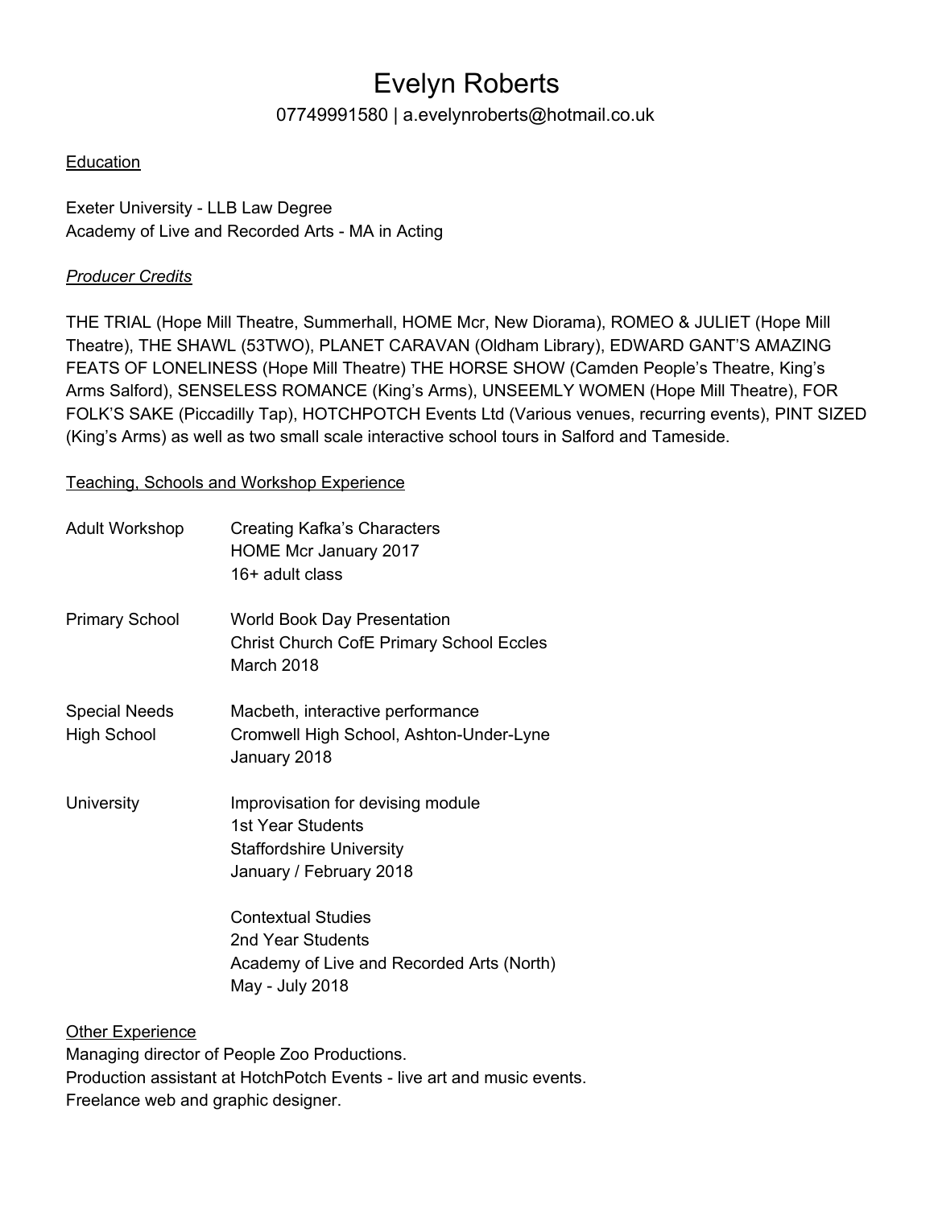# Evelyn Roberts

07749991580 | a.evelynroberts@hotmail.co.uk

## Education

Exeter University - LLB Law Degree
Academy of Live and Recorded Arts - MA in Acting

## *Producer Credits*

THE TRIAL (Hope Mill Theatre, Summerhall, HOME Mcr, New Diorama), ROMEO & JULIET (Hope Mill Theatre), THE SHAWL (53TWO), PLANET CARAVAN (Oldham Library), EDWARD GANT'S AMAZING FEATS OF LONELINESS (Hope Mill Theatre) THE HORSE SHOW (Camden People's Theatre, King's Arms Salford), SENSELESS ROMANCE (King's Arms), UNSEEMLY WOMEN (Hope Mill Theatre), FOR FOLK'S SAKE (Piccadilly Tap), HOTCHPOTCH Events Ltd (Various venues, recurring events), PINT SIZED (King's Arms) as well as two small scale interactive school tours in Salford and Tameside.

## Teaching, Schools and Workshop Experience

| | |
|---|---|
| Adult Workshop | Creating Kafka's Characters<br>HOME Mcr January 2017<br>16+ adult class |
| Primary School | World Book Day Presentation<br>Christ Church CofE Primary School Eccles<br>March 2018 |
| Special Needs High School | Macbeth, interactive performance<br>Cromwell High School, Ashton-Under-Lyne<br>January 2018 |
| University | Improvisation for devising module<br>1st Year Students<br>Staffordshire University<br>January / February 2018 |
| | Contextual Studies<br>2nd Year Students<br>Academy of Live and Recorded Arts (North)<br>May - July 2018 |

## Other Experience

Managing director of People Zoo Productions.
Production assistant at HotchPotch Events - live art and music events.
Freelance web and graphic designer.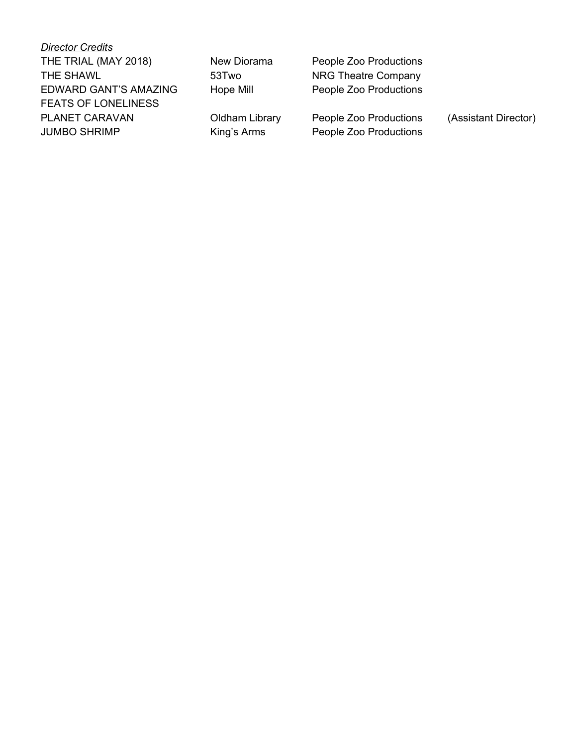*Director Credits*

| | | | |
|---|---|---|---|
| THE TRIAL (MAY 2018) | New Diorama | People Zoo Productions | |
| THE SHAWL | 53Two | NRG Theatre Company | |
| EDWARD GANT'S AMAZING FEATS OF LONELINESS | Hope Mill | People Zoo Productions | |
| PLANET CARAVAN | Oldham Library | People Zoo Productions | (Assistant Director) |
| JUMBO SHRIMP | King's Arms | People Zoo Productions | |